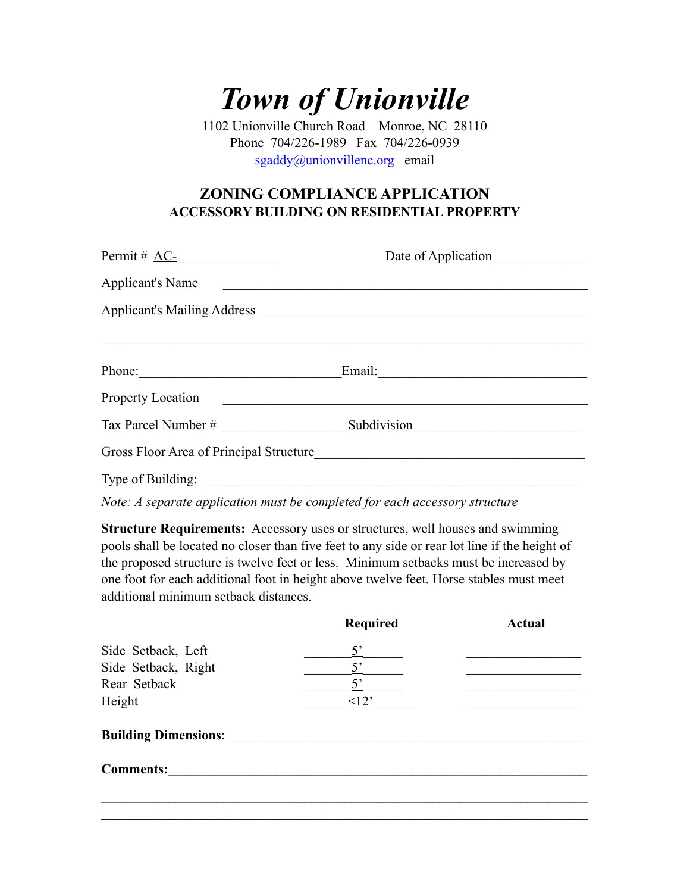# *Town of Unionville*

1102 Unionville Church Road Monroe, NC 28110
Phone 704/226-1989 Fax 704/226-0939
sgaddy@unionvillenc.org email

## ZONING COMPLIANCE APPLICATION
### ACCESSORY BUILDING ON RESIDENTIAL PROPERTY

Permit # AC-_______________ Date of Application_____________

Applicant's Name ______________________________________________________

Applicant's Mailing Address ______________________________________________

_________________________________________________________________________

Phone:______________________________ Email:______________________________

Property Location ______________________________________________________

Tax Parcel Number # __________________ Subdivision________________________

Gross Floor Area of Principal Structure_____________________________________

Type of Building: ______________________________________________________

*Note: A separate application must be completed for each accessory structure*

**Structure Requirements:** Accessory uses or structures, well houses and swimming pools shall be located no closer than five feet to any side or rear lot line if the height of the proposed structure is twelve feet or less. Minimum setbacks must be increased by one foot for each additional foot in height above twelve feet. Horse stables must meet additional minimum setback distances.

| | Required | Actual |
|---|---|---|
| Side Setback, Left | 5’ | |
| Side Setback, Right | 5’ | |
| Rear Setback | 5’ | |
| Height | <12’ | |

**Building Dimensions**: ____________________________________________________

**Comments:**____________________________________________________________

_________________________________________________________________________

_________________________________________________________________________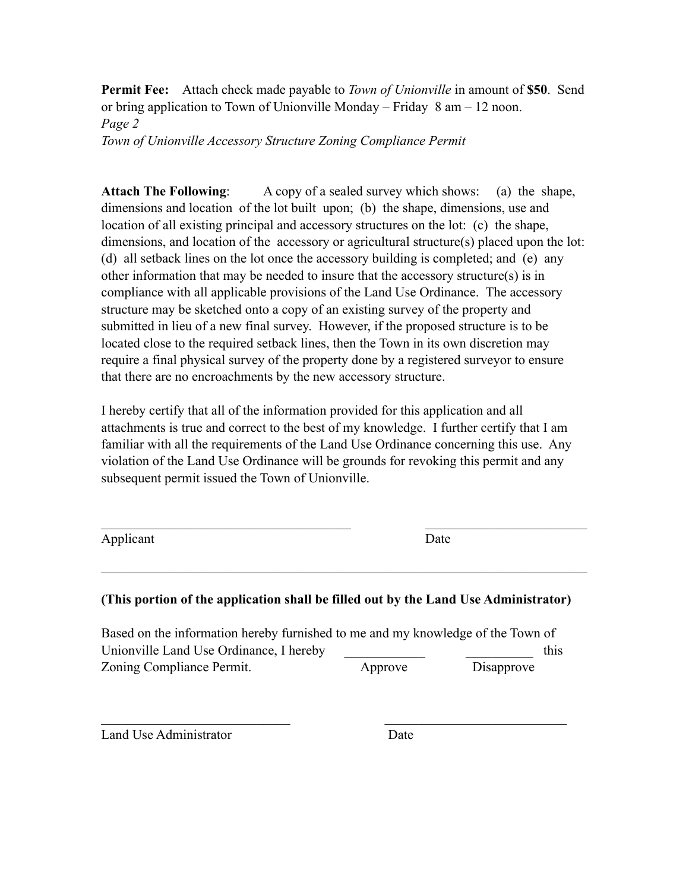**Permit Fee:** Attach check made payable to *Town of Unionville* in amount of **$50**. Send or bring application to Town of Unionville Monday – Friday 8 am – 12 noon.

*Page 2*

*Town of Unionville Accessory Structure Zoning Compliance Permit*

**Attach The Following**: A copy of a sealed survey which shows: (a) the shape, dimensions and location of the lot built upon; (b) the shape, dimensions, use and location of all existing principal and accessory structures on the lot: (c) the shape, dimensions, and location of the accessory or agricultural structure(s) placed upon the lot: (d) all setback lines on the lot once the accessory building is completed; and (e) any other information that may be needed to insure that the accessory structure(s) is in compliance with all applicable provisions of the Land Use Ordinance. The accessory structure may be sketched onto a copy of an existing survey of the property and submitted in lieu of a new final survey. However, if the proposed structure is to be located close to the required setback lines, then the Town in its own discretion may require a final physical survey of the property done by a registered surveyor to ensure that there are no encroachments by the new accessory structure.

I hereby certify that all of the information provided for this application and all attachments is true and correct to the best of my knowledge. I further certify that I am familiar with all the requirements of the Land Use Ordinance concerning this use. Any violation of the Land Use Ordinance will be grounds for revoking this permit and any subsequent permit issued the Town of Unionville.

______________________________________ ________________________

Applicant Date

---

**(This portion of the application shall be filled out by the Land Use Administrator)**

Based on the information hereby furnished to me and my knowledge of the Town of Unionville Land Use Ordinance, I hereby ____________ __________ this Zoning Compliance Permit. Approve Disapprove

____________________________ ___________________________

Land Use Administrator Date